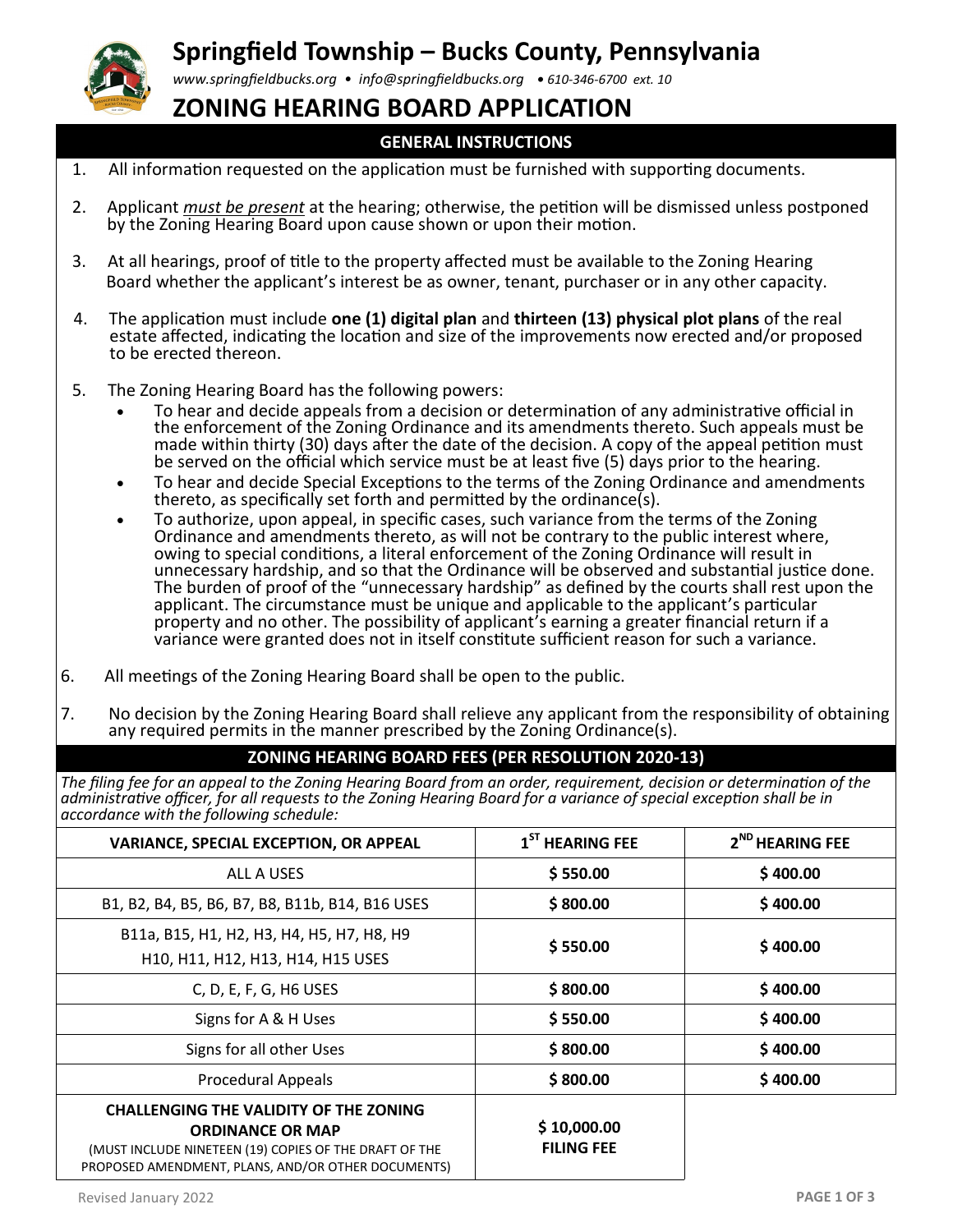# Springfield Township – Bucks County, Pennsylvania

*www.springfieldbucks.org • info@springfieldbucks.org • 610-346-6700 ext. 10*

# ZONING HEARING BOARD APPLICATION

## GENERAL INSTRUCTIONS

1. All information requested on the application must be furnished with supporting documents.
2. Applicant *must be present* at the hearing; otherwise, the petition will be dismissed unless postponed by the Zoning Hearing Board upon cause shown or upon their motion.
3. At all hearings, proof of title to the property affected must be available to the Zoning Hearing Board whether the applicant's interest be as owner, tenant, purchaser or in any other capacity.
4. The application must include **one (1) digital plan** and **thirteen (13) physical plot plans** of the real estate affected, indicating the location and size of the improvements now erected and/or proposed to be erected thereon.
5. The Zoning Hearing Board has the following powers:
   - To hear and decide appeals from a decision or determination of any administrative official in the enforcement of the Zoning Ordinance and its amendments thereto. Such appeals must be made within thirty (30) days after the date of the decision. A copy of the appeal petition must be served on the official which service must be at least five (5) days prior to the hearing.
   - To hear and decide Special Exceptions to the terms of the Zoning Ordinance and amendments thereto, as specifically set forth and permitted by the ordinance(s).
   - To authorize, upon appeal, in specific cases, such variance from the terms of the Zoning Ordinance and amendments thereto, as will not be contrary to the public interest where, owing to special conditions, a literal enforcement of the Zoning Ordinance will result in unnecessary hardship, and so that the Ordinance will be observed and substantial justice done. The burden of proof of the "unnecessary hardship" as defined by the courts shall rest upon the applicant. The circumstance must be unique and applicable to the applicant's particular property and no other. The possibility of applicant's earning a greater financial return if a variance were granted does not in itself constitute sufficient reason for such a variance.
6. All meetings of the Zoning Hearing Board shall be open to the public.
7. No decision by the Zoning Hearing Board shall relieve any applicant from the responsibility of obtaining any required permits in the manner prescribed by the Zoning Ordinance(s).

## ZONING HEARING BOARD FEES (PER RESOLUTION 2020-13)

*The filing fee for an appeal to the Zoning Hearing Board from an order, requirement, decision or determination of the administrative officer, for all requests to the Zoning Hearing Board for a variance of special exception shall be in accordance with the following schedule:*

| VARIANCE, SPECIAL EXCEPTION, OR APPEAL | 1ST HEARING FEE | 2ND HEARING FEE |
|---|---|---|
| ALL A USES | **$ 550.00** | **$ 400.00** |
| B1, B2, B4, B5, B6, B7, B8, B11b, B14, B16 USES | **$ 800.00** | **$ 400.00** |
| B11a, B15, H1, H2, H3, H4, H5, H7, H8, H9 H10, H11, H12, H13, H14, H15 USES | **$ 550.00** | **$ 400.00** |
| C, D, E, F, G, H6 USES | **$ 800.00** | **$ 400.00** |
| Signs for A & H Uses | **$ 550.00** | **$ 400.00** |
| Signs for all other Uses | **$ 800.00** | **$ 400.00** |
| Procedural Appeals | **$ 800.00** | **$ 400.00** |
| **CHALLENGING THE VALIDITY OF THE ZONING ORDINANCE OR MAP** (MUST INCLUDE NINETEEN (19) COPIES OF THE DRAFT OF THE PROPOSED AMENDMENT, PLANS, AND/OR OTHER DOCUMENTS) | **$ 10,000.00 FILING FEE** | |

Revised January 2022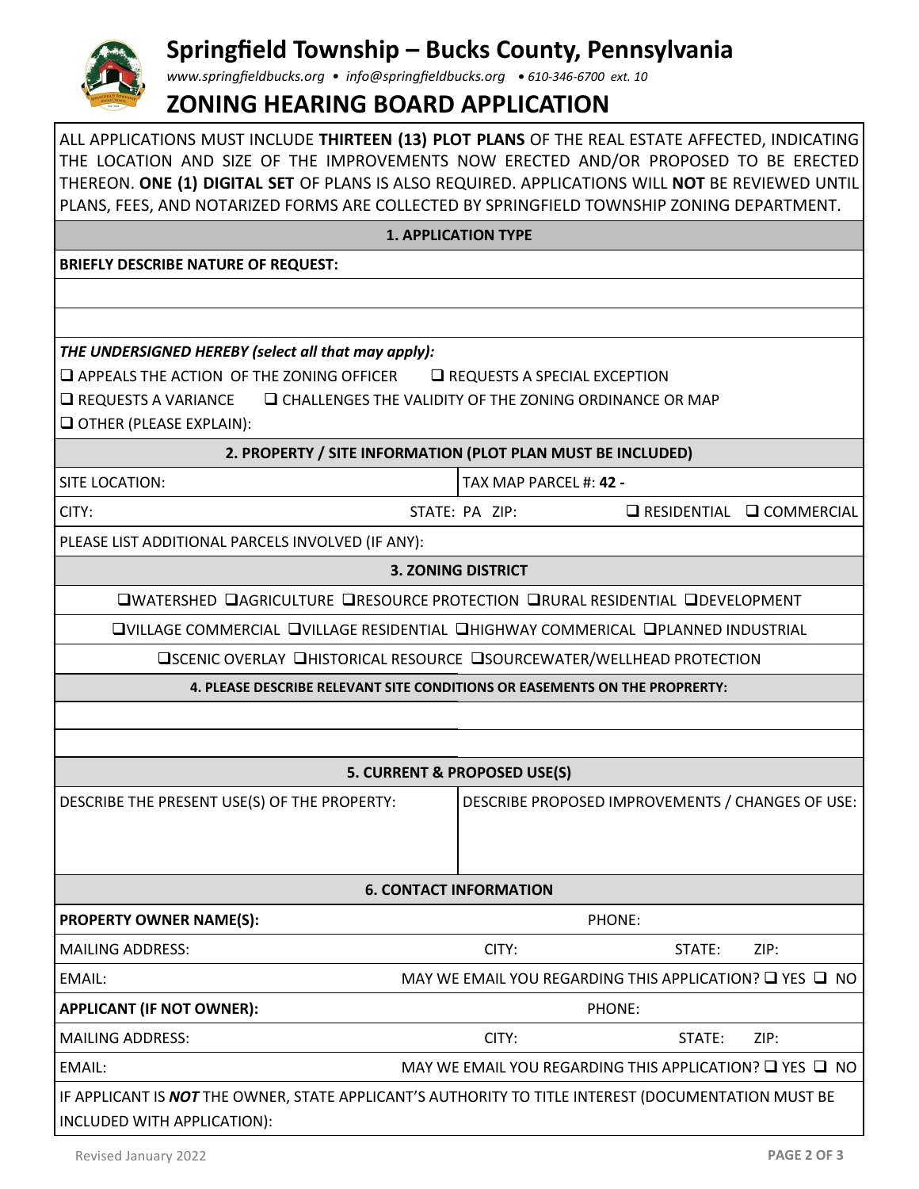# Springfield Township – Bucks County, Pennsylvania

*www.springfieldbucks.org • info@springfieldbucks.org • 610-346-6700 ext. 10*

## ZONING HEARING BOARD APPLICATION

ALL APPLICATIONS MUST INCLUDE **THIRTEEN (13) PLOT PLANS** OF THE REAL ESTATE AFFECTED, INDICATING THE LOCATION AND SIZE OF THE IMPROVEMENTS NOW ERECTED AND/OR PROPOSED TO BE ERECTED THEREON. **ONE (1) DIGITAL SET** OF PLANS IS ALSO REQUIRED. APPLICATIONS WILL **NOT** BE REVIEWED UNTIL PLANS, FEES, AND NOTARIZED FORMS ARE COLLECTED BY SPRINGFIELD TOWNSHIP ZONING DEPARTMENT.

### 1. APPLICATION TYPE

**BRIEFLY DESCRIBE NATURE OF REQUEST:**

***THE UNDERSIGNED HEREBY (select all that may apply):***

- ❑ APPEALS THE ACTION OF THE ZONING OFFICER
- ❑ REQUESTS A SPECIAL EXCEPTION
- ❑ REQUESTS A VARIANCE
- ❑ CHALLENGES THE VALIDITY OF THE ZONING ORDINANCE OR MAP
- ❑ OTHER (PLEASE EXPLAIN):

### 2. PROPERTY / SITE INFORMATION (PLOT PLAN MUST BE INCLUDED)

| | |
|---|---|
| SITE LOCATION: | TAX MAP PARCEL #: **42 -** |
| CITY: STATE: PA ZIP: | ❑ RESIDENTIAL ❑ COMMERCIAL |

PLEASE LIST ADDITIONAL PARCELS INVOLVED (IF ANY):

### 3. ZONING DISTRICT

❑WATERSHED ❑AGRICULTURE ❑RESOURCE PROTECTION ❑RURAL RESIDENTIAL ❑DEVELOPMENT

❑VILLAGE COMMERCIAL ❑VILLAGE RESIDENTIAL ❑HIGHWAY COMMERICAL ❑PLANNED INDUSTRIAL

❑SCENIC OVERLAY ❑HISTORICAL RESOURCE ❑SOURCEWATER/WELLHEAD PROTECTION

### 4. PLEASE DESCRIBE RELEVANT SITE CONDITIONS OR EASEMENTS ON THE PROPRERTY:

### 5. CURRENT & PROPOSED USE(S)

| DESCRIBE THE PRESENT USE(S) OF THE PROPERTY: | DESCRIBE PROPOSED IMPROVEMENTS / CHANGES OF USE: |
|---|---|
| | |

### 6. CONTACT INFORMATION

**PROPERTY OWNER NAME(S):** PHONE:

MAILING ADDRESS: CITY: STATE: ZIP:

EMAIL: MAY WE EMAIL YOU REGARDING THIS APPLICATION? ❑ YES ❑ NO

**APPLICANT (IF NOT OWNER):** PHONE:

MAILING ADDRESS: CITY: STATE: ZIP:

EMAIL: MAY WE EMAIL YOU REGARDING THIS APPLICATION? ❑ YES ❑ NO

IF APPLICANT IS ***NOT*** THE OWNER, STATE APPLICANT'S AUTHORITY TO TITLE INTEREST (DOCUMENTATION MUST BE INCLUDED WITH APPLICATION):

Revised January 2022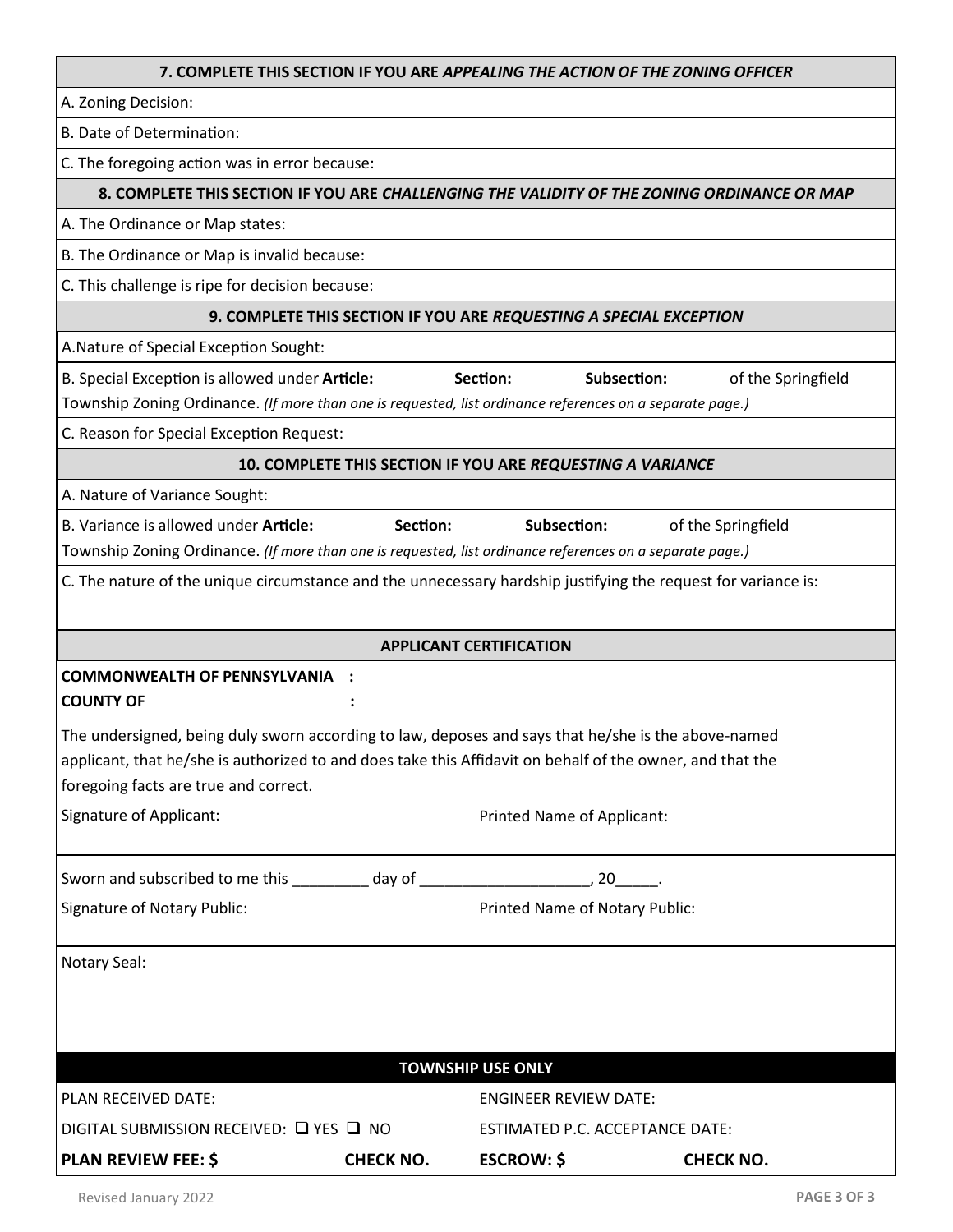### 7. COMPLETE THIS SECTION IF YOU ARE *APPEALING THE ACTION OF THE ZONING OFFICER*

A. Zoning Decision:

B. Date of Determination:

C. The foregoing action was in error because:

### 8. COMPLETE THIS SECTION IF YOU ARE *CHALLENGING THE VALIDITY OF THE ZONING ORDINANCE OR MAP*

A. The Ordinance or Map states:

B. The Ordinance or Map is invalid because:

C. This challenge is ripe for decision because:

### 9. COMPLETE THIS SECTION IF YOU ARE *REQUESTING A SPECIAL EXCEPTION*

A. Nature of Special Exception Sought:

B. Special Exception is allowed under **Article:** **Section:** **Subsection:** of the Springfield Township Zoning Ordinance. *(If more than one is requested, list ordinance references on a separate page.)*

C. Reason for Special Exception Request:

### 10. COMPLETE THIS SECTION IF YOU ARE *REQUESTING A VARIANCE*

A. Nature of Variance Sought:

B. Variance is allowed under **Article:** **Section:** **Subsection:** of the Springfield Township Zoning Ordinance. *(If more than one is requested, list ordinance references on a separate page.)*

C. The nature of the unique circumstance and the unnecessary hardship justifying the request for variance is:

### APPLICANT CERTIFICATION

**COMMONWEALTH OF PENNSYLVANIA :**
**COUNTY OF :**

The undersigned, being duly sworn according to law, deposes and says that he/she is the above-named applicant, that he/she is authorized to and does take this Affidavit on behalf of the owner, and that the foregoing facts are true and correct.

Signature of Applicant: Printed Name of Applicant:

Sworn and subscribed to me this _________ day of ____________________, 20_____.

Signature of Notary Public: Printed Name of Notary Public:

Notary Seal:

### TOWNSHIP USE ONLY

| | |
|---|---|
| PLAN RECEIVED DATE: | ENGINEER REVIEW DATE: |
| DIGITAL SUBMISSION RECEIVED: ☐ YES ☐ NO | ESTIMATED P.C. ACCEPTANCE DATE: |
| **PLAN REVIEW FEE: $** **CHECK NO.** | **ESCROW: $** **CHECK NO.** |

Revised January 2022